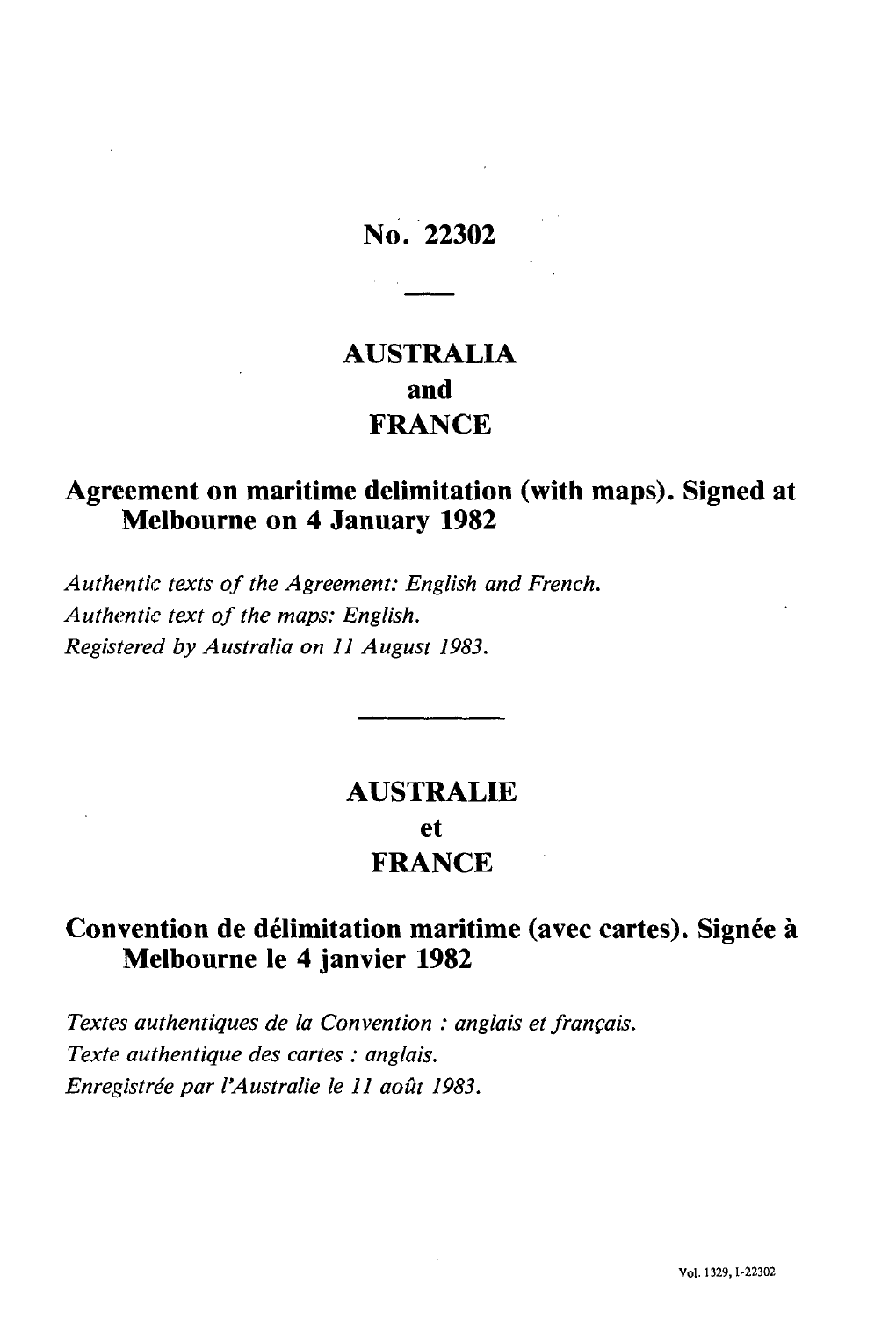# No. 22302

## AUSTRALIA
## and
## FRANCE

## Agreement on maritime delimitation (with maps). Signed at Melbourne on 4 January 1982

*Authentic texts of the Agreement: English and French.*
*Authentic text of the maps: English.*
*Registered by Australia on 11 August 1983.*

## AUSTRALIE
## et
## FRANCE

## Convention de délimitation maritime (avec cartes). Signée à Melbourne le 4 janvier 1982

*Textes authentiques de la Convention : anglais et français.*
*Texte authentique des cartes : anglais.*
*Enregistrée par l'Australie le 11 août 1983.*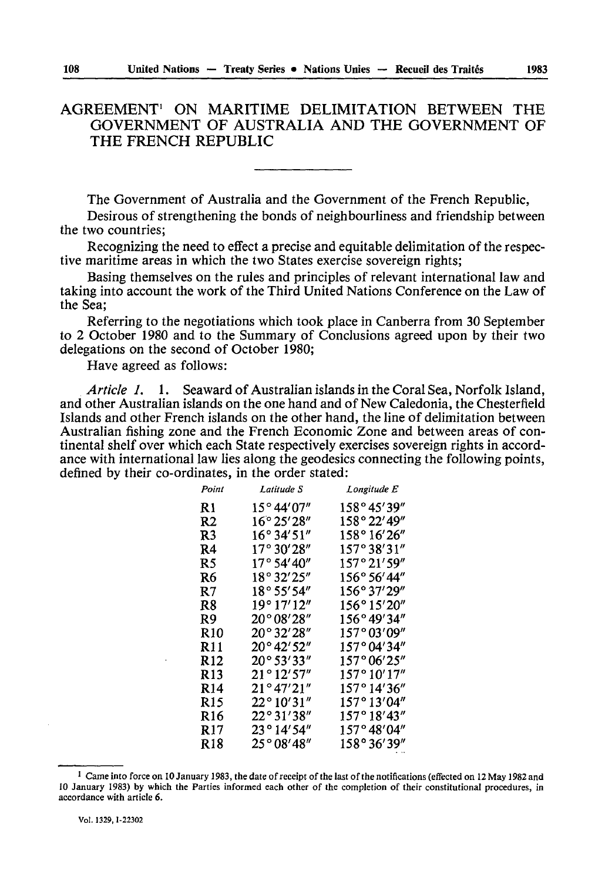# AGREEMENT[1] ON MARITIME DELIMITATION BETWEEN THE GOVERNMENT OF AUSTRALIA AND THE GOVERNMENT OF THE FRENCH REPUBLIC

The Government of Australia and the Government of the French Republic,

Desirous of strengthening the bonds of neighbourliness and friendship between the two countries;

Recognizing the need to effect a precise and equitable delimitation of the respective maritime areas in which the two States exercise sovereign rights;

Basing themselves on the rules and principles of relevant international law and taking into account the work of the Third United Nations Conference on the Law of the Sea;

Referring to the negotiations which took place in Canberra from 30 September to 2 October 1980 and to the Summary of Conclusions agreed upon by their two delegations on the second of October 1980;

Have agreed as follows:

*Article 1.* 1. Seaward of Australian islands in the Coral Sea, Norfolk Island, and other Australian islands on the one hand and of New Caledonia, the Chesterfield Islands and other French islands on the other hand, the line of delimitation between Australian fishing zone and the French Economic Zone and between areas of continental shelf over which each State respectively exercises sovereign rights in accordance with international law lies along the geodesics connecting the following points, defined by their co-ordinates, in the order stated:

| *Point* | *Latitude S* | *Longitude E* |
|---|---|---|
| R1 | 15° 44′07″ | 158° 45′39″ |
| R2 | 16° 25′28″ | 158° 22′49″ |
| R3 | 16° 34′51″ | 158° 16′26″ |
| R4 | 17° 30′28″ | 157° 38′31″ |
| R5 | 17° 54′40″ | 157° 21′59″ |
| R6 | 18° 32′25″ | 156° 56′44″ |
| R7 | 18° 55′54″ | 156° 37′29″ |
| R8 | 19° 17′12″ | 156° 15′20″ |
| R9 | 20° 08′28″ | 156° 49′34″ |
| R10 | 20° 32′28″ | 157° 03′09″ |
| R11 | 20° 42′52″ | 157° 04′34″ |
| R12 | 20° 53′33″ | 157° 06′25″ |
| R13 | 21° 12′57″ | 157° 10′17″ |
| R14 | 21° 47′21″ | 157° 14′36″ |
| R15 | 22° 10′31″ | 157° 13′04″ |
| R16 | 22° 31′38″ | 157° 18′43″ |
| R17 | 23° 14′54″ | 157° 48′04″ |
| R18 | 25° 08′48″ | 158° 36′39″ |

[1] Came into force on 10 January 1983, the date of receipt of the last of the notifications (effected on 12 May 1982 and 10 January 1983) by which the Parties informed each other of the completion of their constitutional procedures, in accordance with article 6.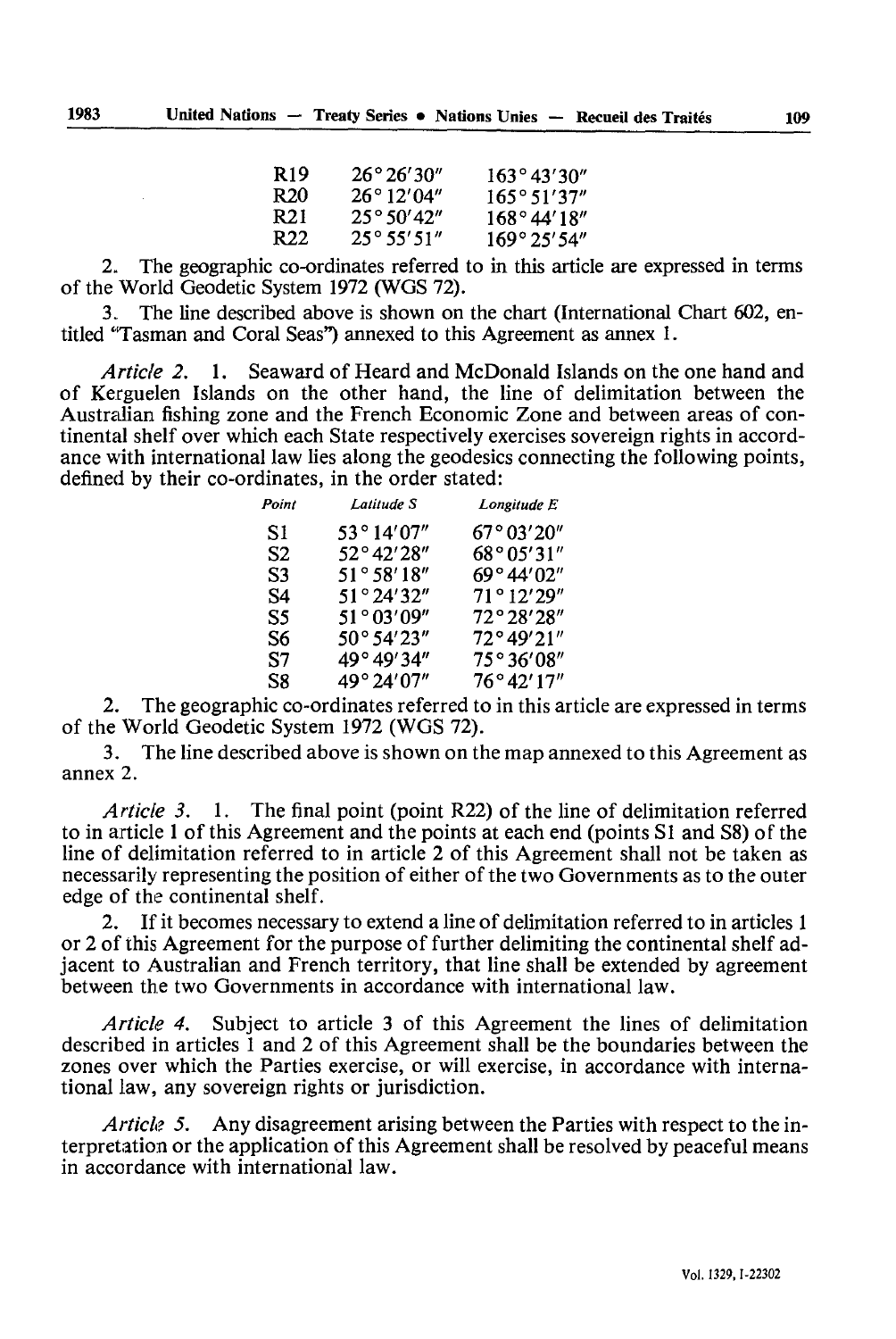| | | |
|---|---|---|
| R19 | 26° 26′30″ | 163° 43′30″ |
| R20 | 26° 12′04″ | 165° 51′37″ |
| R21 | 25° 50′42″ | 168° 44′18″ |
| R22 | 25° 55′51″ | 169° 25′54″ |

2. The geographic co-ordinates referred to in this article are expressed in terms of the World Geodetic System 1972 (WGS 72).

3. The line described above is shown on the chart (International Chart 602, entitled "Tasman and Coral Seas") annexed to this Agreement as annex 1.

*Article 2.* 1. Seaward of Heard and McDonald Islands on the one hand and of Kerguelen Islands on the other hand, the line of delimitation between the Australian fishing zone and the French Economic Zone and between areas of continental shelf over which each State respectively exercises sovereign rights in accordance with international law lies along the geodesics connecting the following points, defined by their co-ordinates, in the order stated:

| *Point* | *Latitude S* | *Longitude E* |
|---|---|---|
| S1 | 53° 14′07″ | 67° 03′20″ |
| S2 | 52° 42′28″ | 68° 05′31″ |
| S3 | 51° 58′18″ | 69° 44′02″ |
| S4 | 51° 24′32″ | 71° 12′29″ |
| S5 | 51° 03′09″ | 72° 28′28″ |
| S6 | 50° 54′23″ | 72° 49′21″ |
| S7 | 49° 49′34″ | 75° 36′08″ |
| S8 | 49° 24′07″ | 76° 42′17″ |

2. The geographic co-ordinates referred to in this article are expressed in terms of the World Geodetic System 1972 (WGS 72).

3. The line described above is shown on the map annexed to this Agreement as annex 2.

*Article 3.* 1. The final point (point R22) of the line of delimitation referred to in article 1 of this Agreement and the points at each end (points S1 and S8) of the line of delimitation referred to in article 2 of this Agreement shall not be taken as necessarily representing the position of either of the two Governments as to the outer edge of the continental shelf.

2. If it becomes necessary to extend a line of delimitation referred to in articles 1 or 2 of this Agreement for the purpose of further delimiting the continental shelf adjacent to Australian and French territory, that line shall be extended by agreement between the two Governments in accordance with international law.

*Article 4.* Subject to article 3 of this Agreement the lines of delimitation described in articles 1 and 2 of this Agreement shall be the boundaries between the zones over which the Parties exercise, or will exercise, in accordance with international law, any sovereign rights or jurisdiction.

*Article 5.* Any disagreement arising between the Parties with respect to the interpretation or the application of this Agreement shall be resolved by peaceful means in accordance with international law.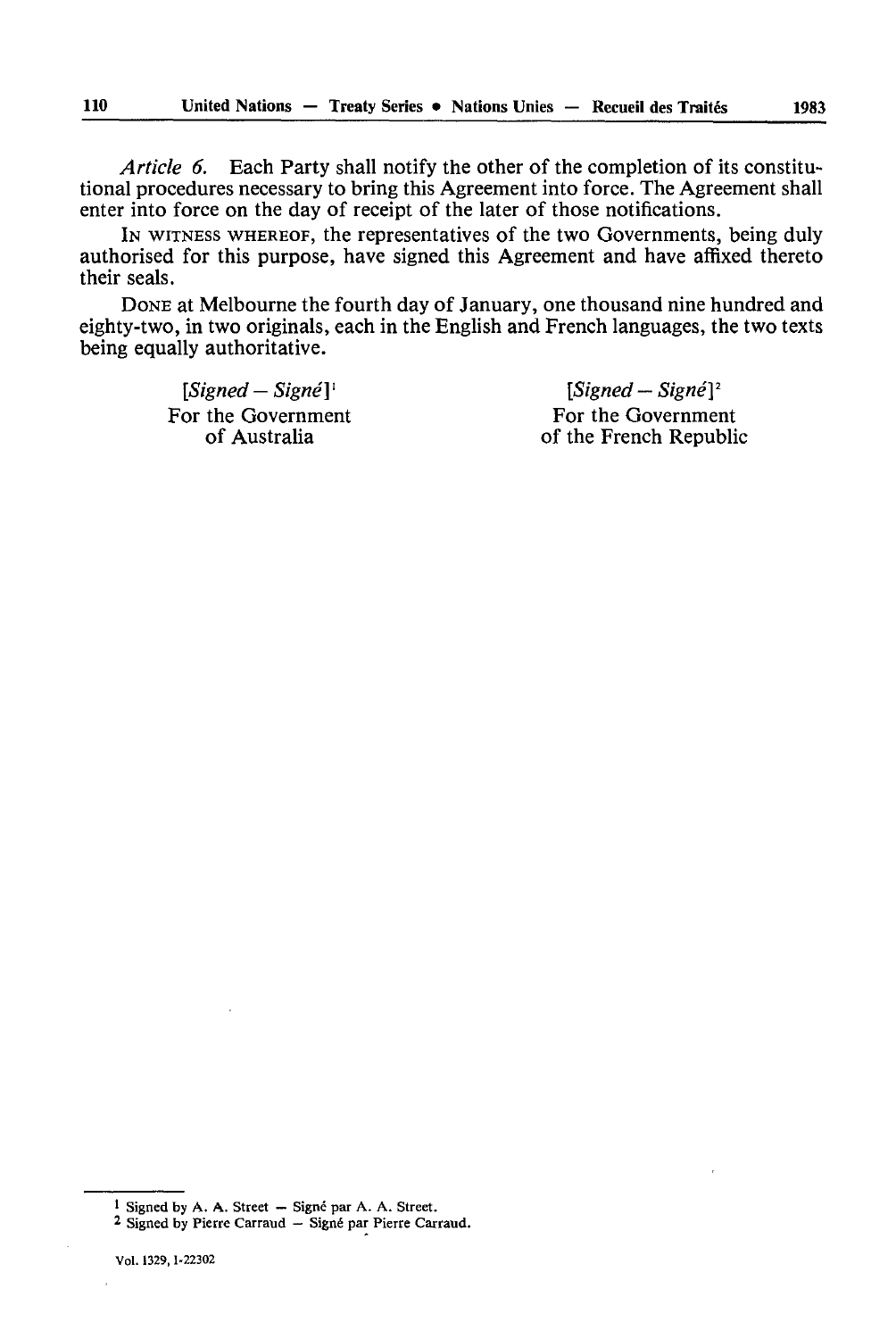*Article 6.* Each Party shall notify the other of the completion of its constitutional procedures necessary to bring this Agreement into force. The Agreement shall enter into force on the day of receipt of the later of those notifications.

IN WITNESS WHEREOF, the representatives of the two Governments, being duly authorised for this purpose, have signed this Agreement and have affixed thereto their seals.

DONE at Melbourne the fourth day of January, one thousand nine hundred and eighty-two, in two originals, each in the English and French languages, the two texts being equally authoritative.

| [*Signed — Signé*][1] | [*Signed — Signé*][2] |
|---|---|
| For the Government of Australia | For the Government of the French Republic |

---

[1] Signed by A. A. Street — Signé par A. A. Street.

[2] Signed by Pierre Carraud — Signé par Pierre Carraud.

Vol. 1329, I-22302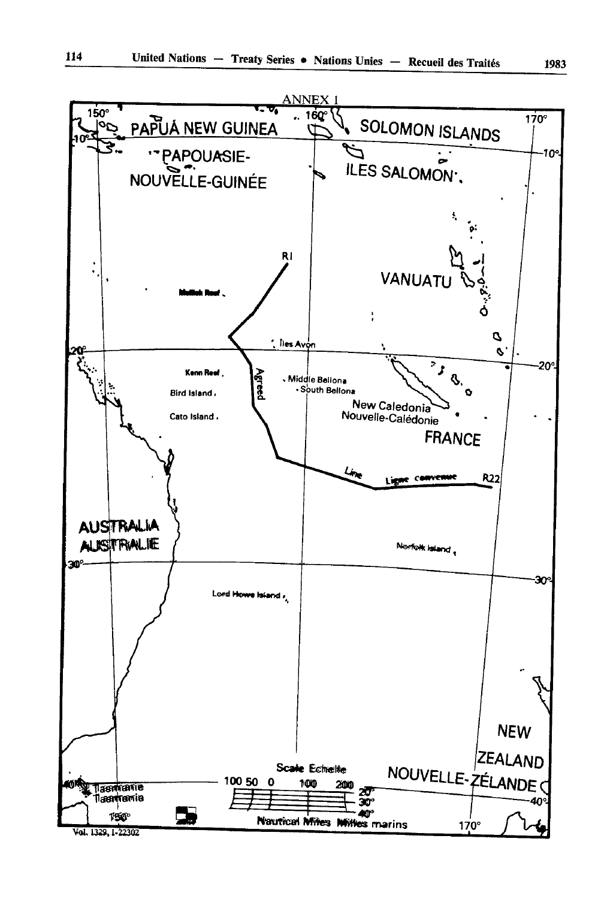ANNEX 1

150° 160° 170°

PAPUA NEW GUINEA

PAPOUASIE-NOUVELLE-GUINÉE

SOLOMON ISLANDS

ILES SALOMON

VANUATU

R1

Mellish Reef

Iles Avon

Kenn Reef

Bird Island

Cato Island

Middle Bellona

South Bellona

Agreed Line

Ligne convenue

R22

New Caledonia

Nouvelle-Calédonie

FRANCE

AUSTRALIA

AUSTRALIE

Norfolk Island

Lord Howe Island

NEW ZEALAND

NOUVELLE-ZÉLANDE

Tasmania

Tasmanie

Scale Echelle

100 50 0 100 200

20° 30° 40°

Nautical Miles Milles marins

10° 20° 30° 40°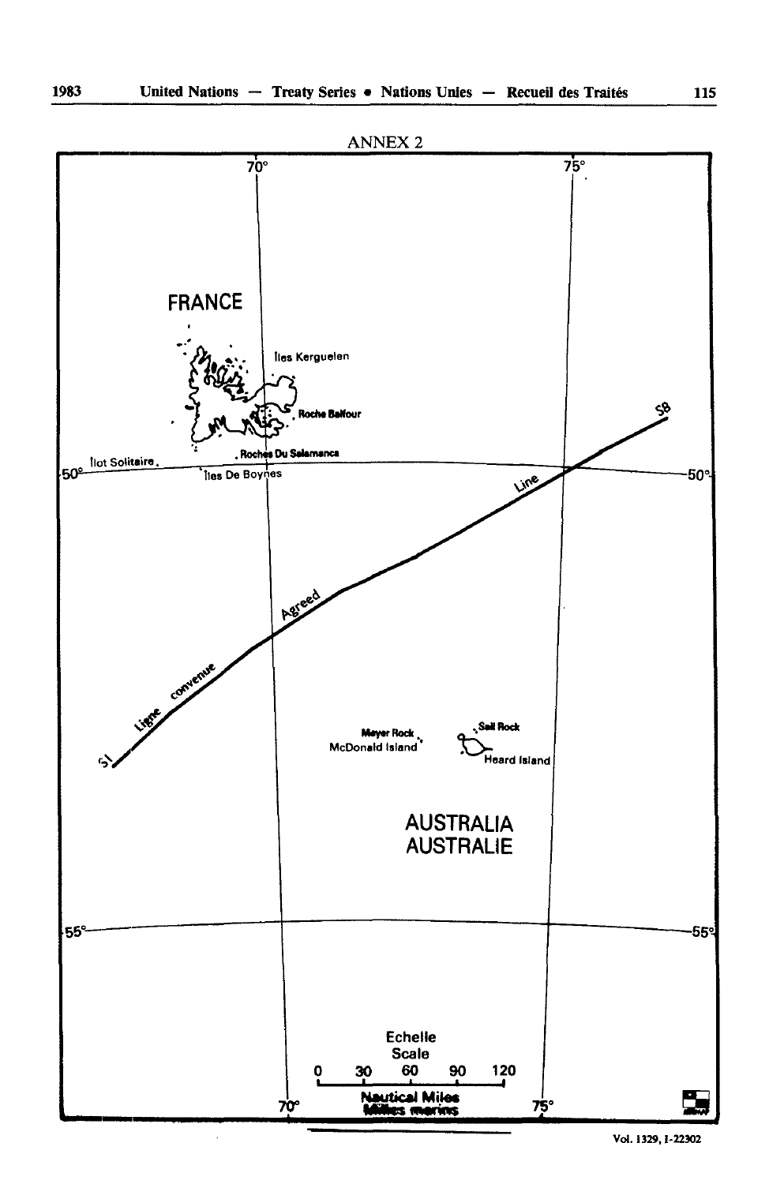ANNEX 2

FRANCE

Îles Kerguelen

Roche Balfour

Roches Du Salamanca

Îlot Solitaire

Îles De Boynes

70°

75°

50°

55°

S8

Agreed Line

Ligne convenue

S1

Meyer Rock

McDonald Island

Sail Rock

Heard Island

AUSTRALIA
AUSTRALIE

Echelle
Scale

0 30 60 90 120

Nautical Miles
Milles marins